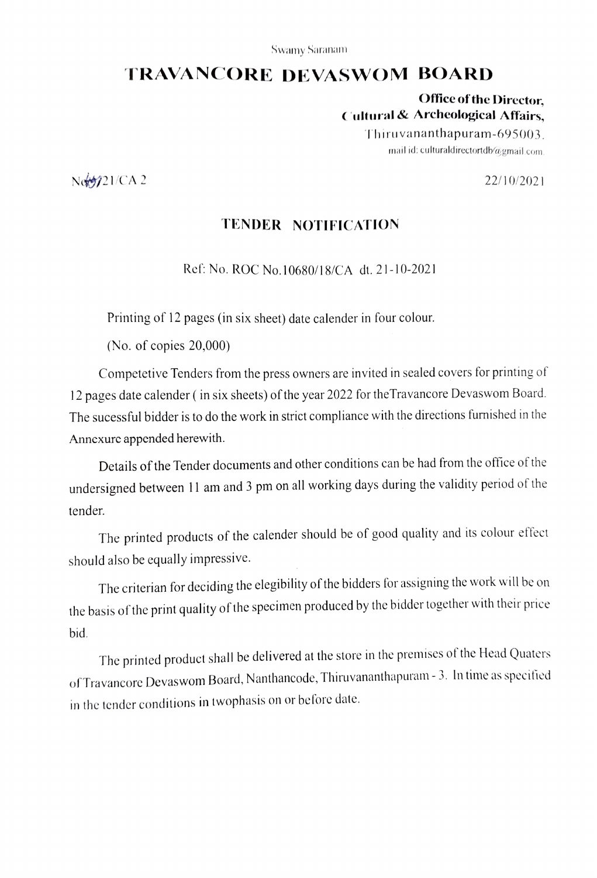Swamy Saranam

# TRAVANCORE DEVASWOM BOARD

**Office of the Director,**
**Cultural & Archeological Affairs,**
Thiruvananthapuram-695003.
mail id: culturaldirectortdb@gmail.com

No 4921/CA 2

22/10/2021

## TENDER NOTIFICATION

Ref: No. ROC No.10680/18/CA dt. 21-10-2021

Printing of 12 pages (in six sheet) date calender in four colour.

(No. of copies 20,000)

Competetive Tenders from the press owners are invited in sealed covers for printing of 12 pages date calender ( in six sheets) of the year 2022 for theTravancore Devaswom Board. The sucessful bidder is to do the work in strict compliance with the directions furnished in the Annexure appended herewith.

Details of the Tender documents and other conditions can be had from the office of the undersigned between 11 am and 3 pm on all working days during the validity period of the tender.

The printed products of the calender should be of good quality and its colour effect should also be equally impressive.

The criterian for deciding the elegibility of the bidders for assigning the work will be on the basis of the print quality of the specimen produced by the bidder together with their price bid.

The printed product shall be delivered at the store in the premises of the Head Quaters of Travancore Devaswom Board, Nanthancode, Thiruvananthapuram - 3. In time as specified in the tender conditions in twophasis on or before date.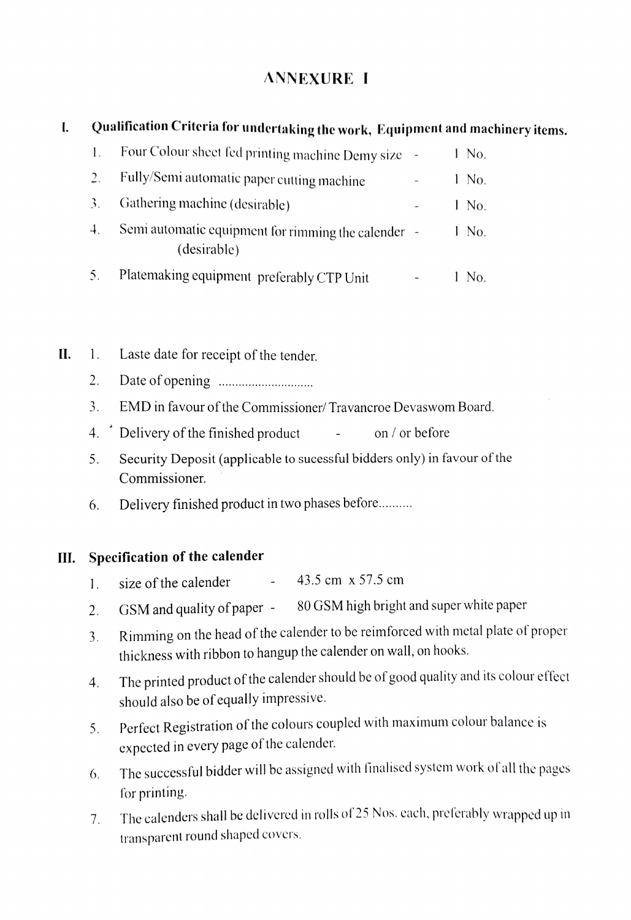# ANNEXURE I

**I. Qualification Criteria for undertaking the work, Equipment and machinery items.**

1. Four Colour sheet fed printing machine Demy size - 1 No.
2. Fully/Semi automatic paper cutting machine - 1 No.
3. Gathering machine (desirable) - 1 No.
4. Semi automatic equipment for rimming the calender (desirable) - 1 No.
5. Platemaking equipment preferably CTP Unit - 1 No.

**II.**

1. Laste date for receipt of the tender.
2. Date of opening .............................
3. EMD in favour of the Commissioner/ Travancroe Devaswom Board.
4. Delivery of the finished product - on / or before
5. Security Deposit (applicable to sucessful bidders only) in favour of the Commissioner.
6. Delivery finished product in two phases before..........

**III. Specification of the calender**

1. size of the calender - 43.5 cm x 57.5 cm
2. GSM and quality of paper - 80 GSM high bright and super white paper
3. Rimming on the head of the calender to be reimforced with metal plate of proper thickness with ribbon to hangup the calender on wall, on hooks.
4. The printed product of the calender should be of good quality and its colour effect should also be of equally impressive.
5. Perfect Registration of the colours coupled with maximum colour balance is expected in every page of the calender.
6. The successful bidder will be assigned with finalised system work of all the pages for printing.
7. The calenders shall be delivered in rolls of 25 Nos. each, preferably wrapped up in transparent round shaped covers.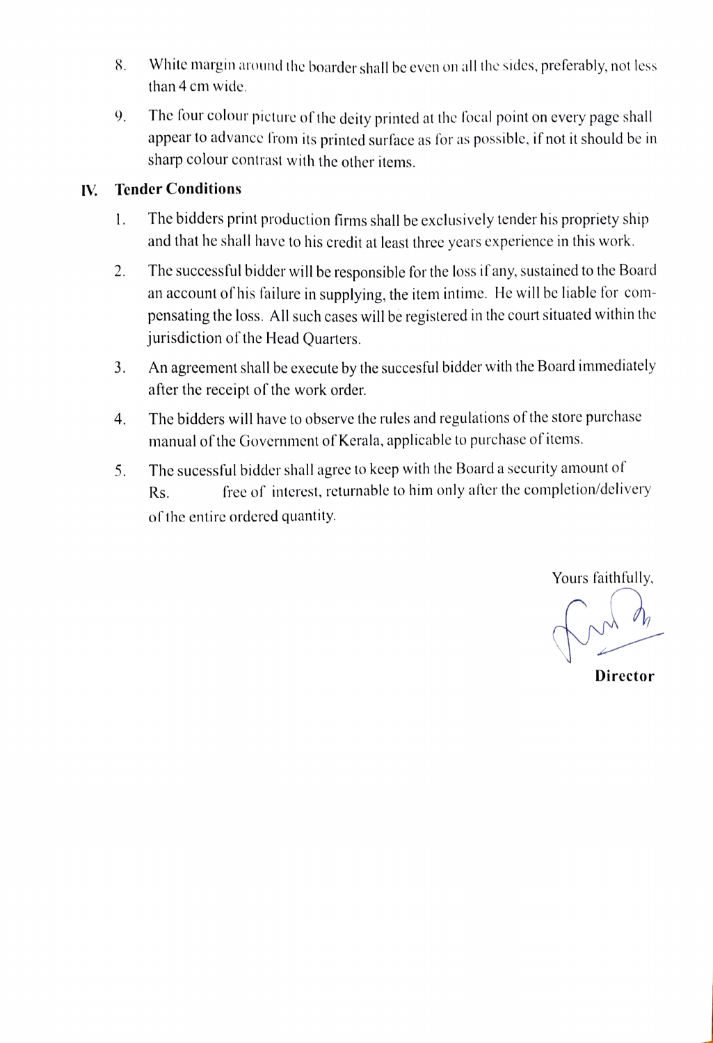8. White margin around the boarder shall be even on all the sides, preferably, not less than 4 cm wide.

9. The four colour picture of the deity printed at the focal point on every page shall appear to advance from its printed surface as for as possible, if not it should be in sharp colour contrast with the other items.

## IV. Tender Conditions

1. The bidders print production firms shall be exclusively tender his propriety ship and that he shall have to his credit at least three years experience in this work.

2. The successful bidder will be responsible for the loss if any, sustained to the Board an account of his failure in supplying, the item intime. He will be liable for compensating the loss. All such cases will be registered in the court situated within the jurisdiction of the Head Quarters.

3. An agreement shall be execute by the succesful bidder with the Board immediately after the receipt of the work order.

4. The bidders will have to observe the rules and regulations of the store purchase manual of the Government of Kerala, applicable to purchase of items.

5. The sucessful bidder shall agree to keep with the Board a security amount of Rs.            free of interest, returnable to him only after the completion/delivery of the entire ordered quantity.

Yours faithfully,

**Director**